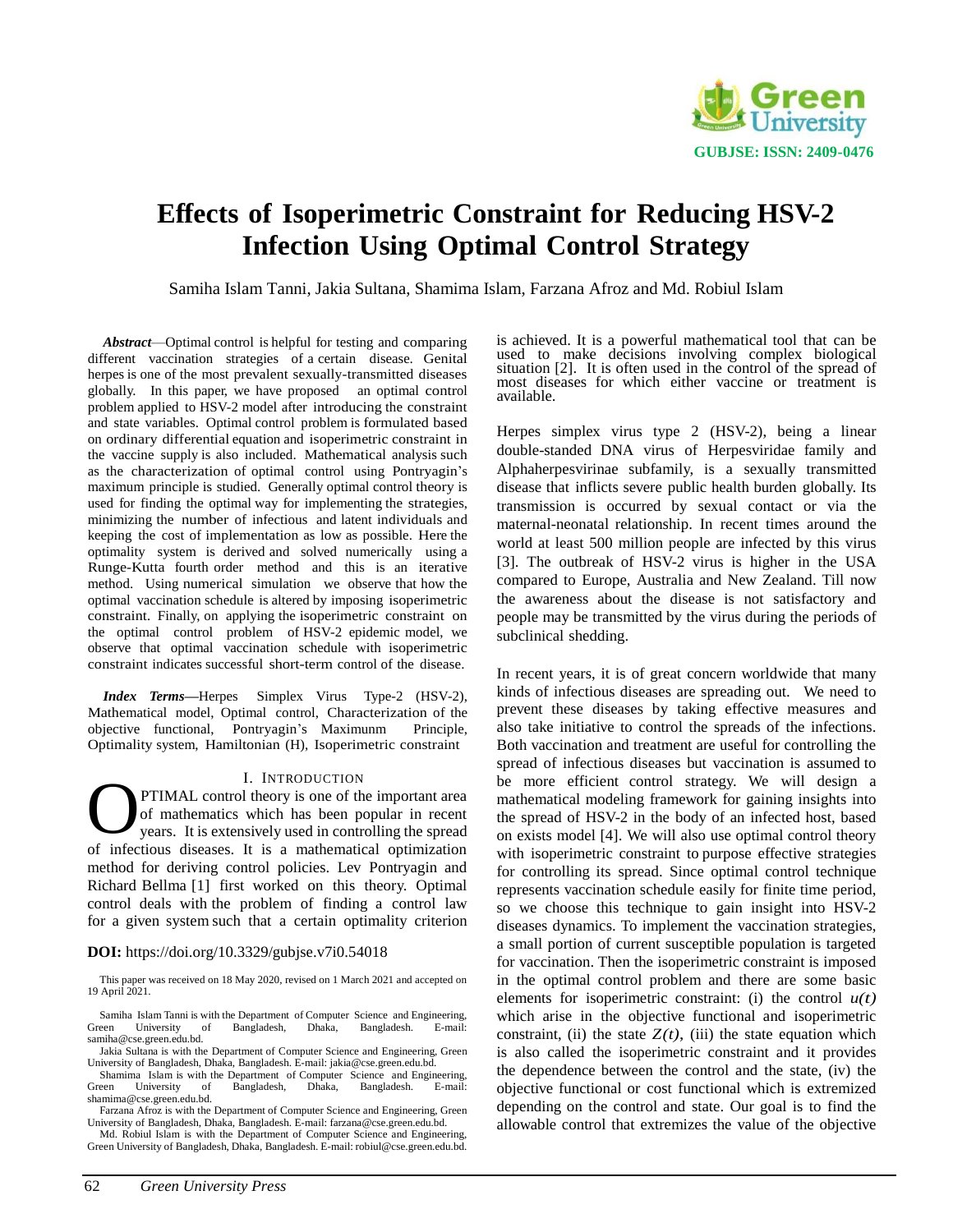# Effects of Isoperimetric Constraint for Reducing HSV-2 Infection Using Optimal Control Strategy

Samiha Islam Tanni, Jakia Sultana, Shamima Islam, Farzana Afroz and Md. Robiul Islam

***Abstract***—Optimal control is helpful for testing and comparing different vaccination strategies of a certain disease. Genital herpes is one of the most prevalent sexually-transmitted diseases globally. In this paper, we have proposed an optimal control problem applied to HSV-2 model after introducing the constraint and state variables. Optimal control problem is formulated based on ordinary differential equation and isoperimetric constraint in the vaccine supply is also included. Mathematical analysis such as the characterization of optimal control using Pontryagin's maximum principle is studied. Generally optimal control theory is used for finding the optimal way for implementing the strategies, minimizing the number of infectious and latent individuals and keeping the cost of implementation as low as possible. Here the optimality system is derived and solved numerically using a Runge-Kutta fourth order method and this is an iterative method. Using numerical simulation we observe that how the optimal vaccination schedule is altered by imposing isoperimetric constraint. Finally, on applying the isoperimetric constraint on the optimal control problem of HSV-2 epidemic model, we observe that optimal vaccination schedule with isoperimetric constraint indicates successful short-term control of the disease.

***Index Terms*—**Herpes Simplex Virus Type-2 (HSV-2), Mathematical model, Optimal control, Characterization of the objective functional, Pontryagin's Maximunm Principle, Optimality system, Hamiltonian (H), Isoperimetric constraint

## I. Introduction

OPTIMAL control theory is one of the important area of mathematics which has been popular in recent years. It is extensively used in controlling the spread of infectious diseases. It is a mathematical optimization method for deriving control policies. Lev Pontryagin and Richard Bellma [1] first worked on this theory. Optimal control deals with the problem of finding a control law for a given system such that a certain optimality criterion is achieved. It is a powerful mathematical tool that can be used to make decisions involving complex biological situation [2]. It is often used in the control of the spread of most diseases for which either vaccine or treatment is available.

Herpes simplex virus type 2 (HSV-2), being a linear double-standed DNA virus of Herpesviridae family and Alphaherpesvirinae subfamily, is a sexually transmitted disease that inflicts severe public health burden globally. Its transmission is occurred by sexual contact or via the maternal-neonatal relationship. In recent times around the world at least 500 million people are infected by this virus [3]. The outbreak of HSV-2 virus is higher in the USA compared to Europe, Australia and New Zealand. Till now the awareness about the disease is not satisfactory and people may be transmitted by the virus during the periods of subclinical shedding.

In recent years, it is of great concern worldwide that many kinds of infectious diseases are spreading out. We need to prevent these diseases by taking effective measures and also take initiative to control the spreads of the infections. Both vaccination and treatment are useful for controlling the spread of infectious diseases but vaccination is assumed to be more efficient control strategy. We will design a mathematical modeling framework for gaining insights into the spread of HSV-2 in the body of an infected host, based on exists model [4]. We will also use optimal control theory with isoperimetric constraint to purpose effective strategies for controlling its spread. Since optimal control technique represents vaccination schedule easily for finite time period, so we choose this technique to gain insight into HSV-2 diseases dynamics. To implement the vaccination strategies, a small portion of current susceptible population is targeted for vaccination. Then the isoperimetric constraint is imposed in the optimal control problem and there are some basic elements for isoperimetric constraint: (i) the control $u(t)$ which arise in the objective functional and isoperimetric constraint, (ii) the state $Z(t)$, (iii) the state equation which is also called the isoperimetric constraint and it provides the dependence between the control and the state, (iv) the objective functional or cost functional which is extremized depending on the control and state. Our goal is to find the allowable control that extremizes the value of the objective

**DOI:** https://doi.org/10.3329/gubjse.v7i0.54018

This paper was received on 18 May 2020, revised on 1 March 2021 and accepted on 19 April 2021.

Samiha Islam Tanni is with the Department of Computer Science and Engineering, Green University of Bangladesh, Dhaka, Bangladesh. E-mail: samiha@cse.green.edu.bd.

Jakia Sultana is with the Department of Computer Science and Engineering, Green University of Bangladesh, Dhaka, Bangladesh. E-mail: jakia@cse.green.edu.bd.

Shamima Islam is with the Department of Computer Science and Engineering, Green University of Bangladesh, Dhaka, Bangladesh. E-mail: shamima@cse.green.edu.bd.

Farzana Afroz is with the Department of Computer Science and Engineering, Green University of Bangladesh, Dhaka, Bangladesh. E-mail: farzana@cse.green.edu.bd.

Md. Robiul Islam is with the Department of Computer Science and Engineering, Green University of Bangladesh, Dhaka, Bangladesh. E-mail: robiul@cse.green.edu.bd.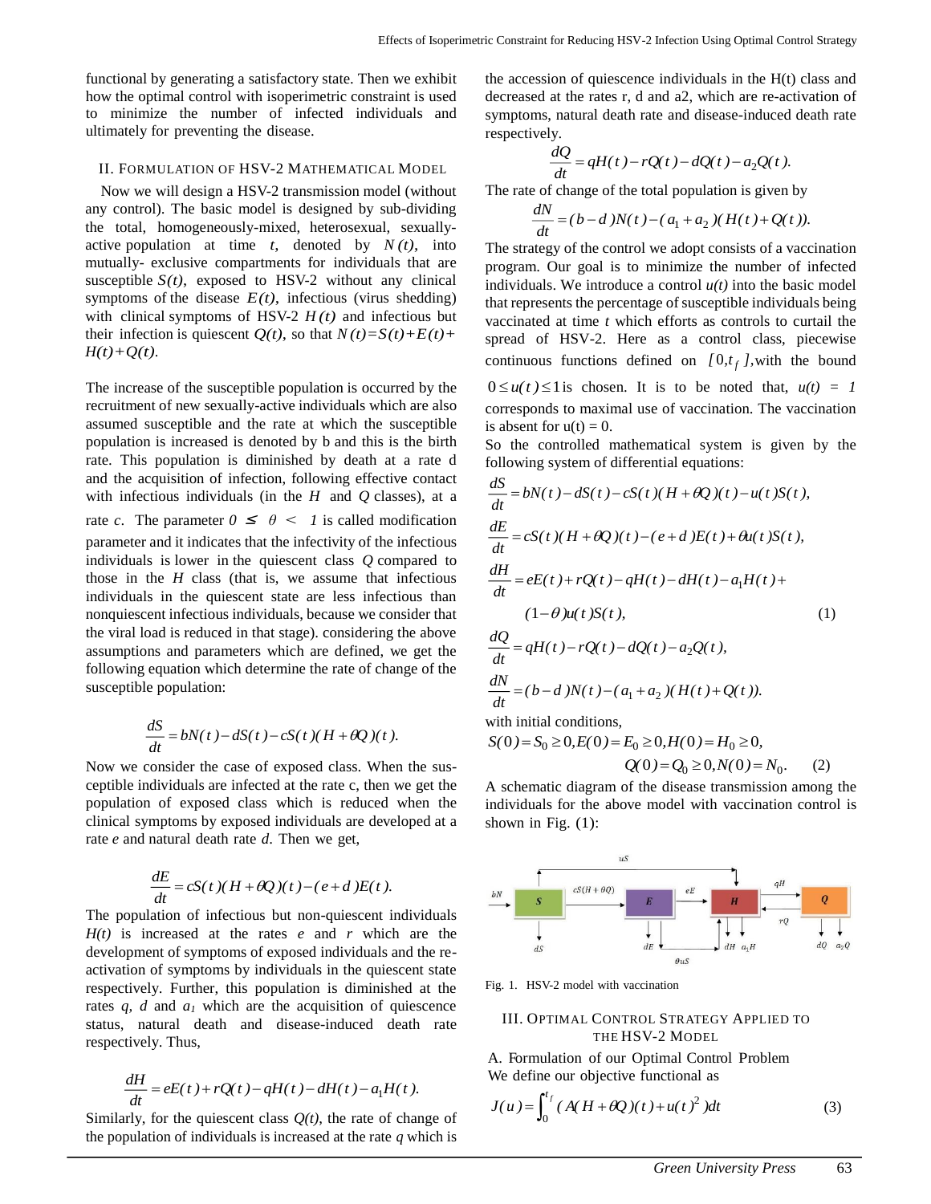functional by generating a satisfactory state. Then we exhibit how the optimal control with isoperimetric constraint is used to minimize the number of infected individuals and ultimately for preventing the disease.

## II. Formulation of HSV-2 Mathematical Model

Now we will design a HSV-2 transmission model (without any control). The basic model is designed by sub-dividing the total, homogeneously-mixed, heterosexual, sexually-active population at time *t*, denoted by $N(t)$, into mutually- exclusive compartments for individuals that are susceptible $S(t)$, exposed to HSV-2 without any clinical symptoms of the disease $E(t)$, infectious (virus shedding) with clinical symptoms of HSV-2 $H(t)$ and infectious but their infection is quiescent $Q(t)$, so that $N(t)=S(t)+E(t)+H(t)+Q(t)$.

The increase of the susceptible population is occurred by the recruitment of new sexually-active individuals which are also assumed susceptible and the rate at which the susceptible population is increased is denoted by b and this is the birth rate. This population is diminished by death at a rate d and the acquisition of infection, following effective contact with infectious individuals (in the *H* and *Q* classes), at a rate *c*. The parameter $0 \leq \theta < 1$ is called modification parameter and it indicates that the infectivity of the infectious individuals is lower in the quiescent class *Q* compared to those in the *H* class (that is, we assume that infectious individuals in the quiescent state are less infectious than nonquiescent infectious individuals, because we consider that the viral load is reduced in that stage). considering the above assumptions and parameters which are defined, we get the following equation which determine the rate of change of the susceptible population:

$$\frac{dS}{dt} = bN(t) - dS(t) - cS(t)(H + \theta Q)(t).$$

Now we consider the case of exposed class. When the susceptible individuals are infected at the rate c, then we get the population of exposed class which is reduced when the clinical symptoms by exposed individuals are developed at a rate *e* and natural death rate *d*. Then we get,

$$\frac{dE}{dt} = cS(t)(H + \theta Q)(t) - (e + d)E(t).$$

The population of infectious but non-quiescent individuals $H(t)$ is increased at the rates *e* and *r* which are the development of symptoms of exposed individuals and the re-activation of symptoms by individuals in the quiescent state respectively. Further, this population is diminished at the rates *q*, *d* and $a_1$ which are the acquisition of quiescence status, natural death and disease-induced death rate respectively. Thus,

$$\frac{dH}{dt} = eE(t) + rQ(t) - qH(t) - dH(t) - a_1H(t).$$

Similarly, for the quiescent class $Q(t)$, the rate of change of the population of individuals is increased at the rate *q* which is the accession of quiescence individuals in the H(t) class and decreased at the rates r, d and a2, which are re-activation of symptoms, natural death rate and disease-induced death rate respectively.

$$\frac{dQ}{dt} = qH(t) - rQ(t) - dQ(t) - a_2Q(t).$$

The rate of change of the total population is given by

$$\frac{dN}{dt} = (b - d)N(t) - (a_1 + a_2)(H(t) + Q(t)).$$

The strategy of the control we adopt consists of a vaccination program. Our goal is to minimize the number of infected individuals. We introduce a control $u(t)$ into the basic model that represents the percentage of susceptible individuals being vaccinated at time *t* which efforts as controls to curtail the spread of HSV-2. Here as a control class, piecewise continuous functions defined on $[0, t_f]$, with the bound $0 \leq u(t) \leq 1$ is chosen. It is to be noted that, $u(t) = 1$ corresponds to maximal use of vaccination. The vaccination is absent for u(t) = 0.

So the controlled mathematical system is given by the following system of differential equations:

$$
\begin{aligned}
\frac{dS}{dt} &= bN(t) - dS(t) - cS(t)(H + \theta Q)(t) - u(t)S(t), \\
\frac{dE}{dt} &= cS(t)(H + \theta Q)(t) - (e + d)E(t) + \theta u(t)S(t), \\
\frac{dH}{dt} &= eE(t) + rQ(t) - qH(t) - dH(t) - a_1H(t) + \\
&\quad (1-\theta)u(t)S(t), \qquad\qquad (1) \\
\frac{dQ}{dt} &= qH(t) - rQ(t) - dQ(t) - a_2Q(t), \\
\frac{dN}{dt} &= (b - d)N(t) - (a_1 + a_2)(H(t) + Q(t)).
\end{aligned}
$$

with initial conditions,

$$S(0) = S_0 \geq 0, E(0) = E_0 \geq 0, H(0) = H_0 \geq 0,$$
$$Q(0) = Q_0 \geq 0, N(0) = N_0. \qquad (2)$$

A schematic diagram of the disease transmission among the individuals for the above model with vaccination control is shown in Fig. (1):

Fig. 1. HSV-2 model with vaccination

## III. Optimal Control Strategy Applied to the HSV-2 Model

### A. Formulation of our Optimal Control Problem

We define our objective functional as

$$J(u) = \int_0^{t_f} (A(H + \theta Q)(t) + u(t)^2)dt \qquad (3)$$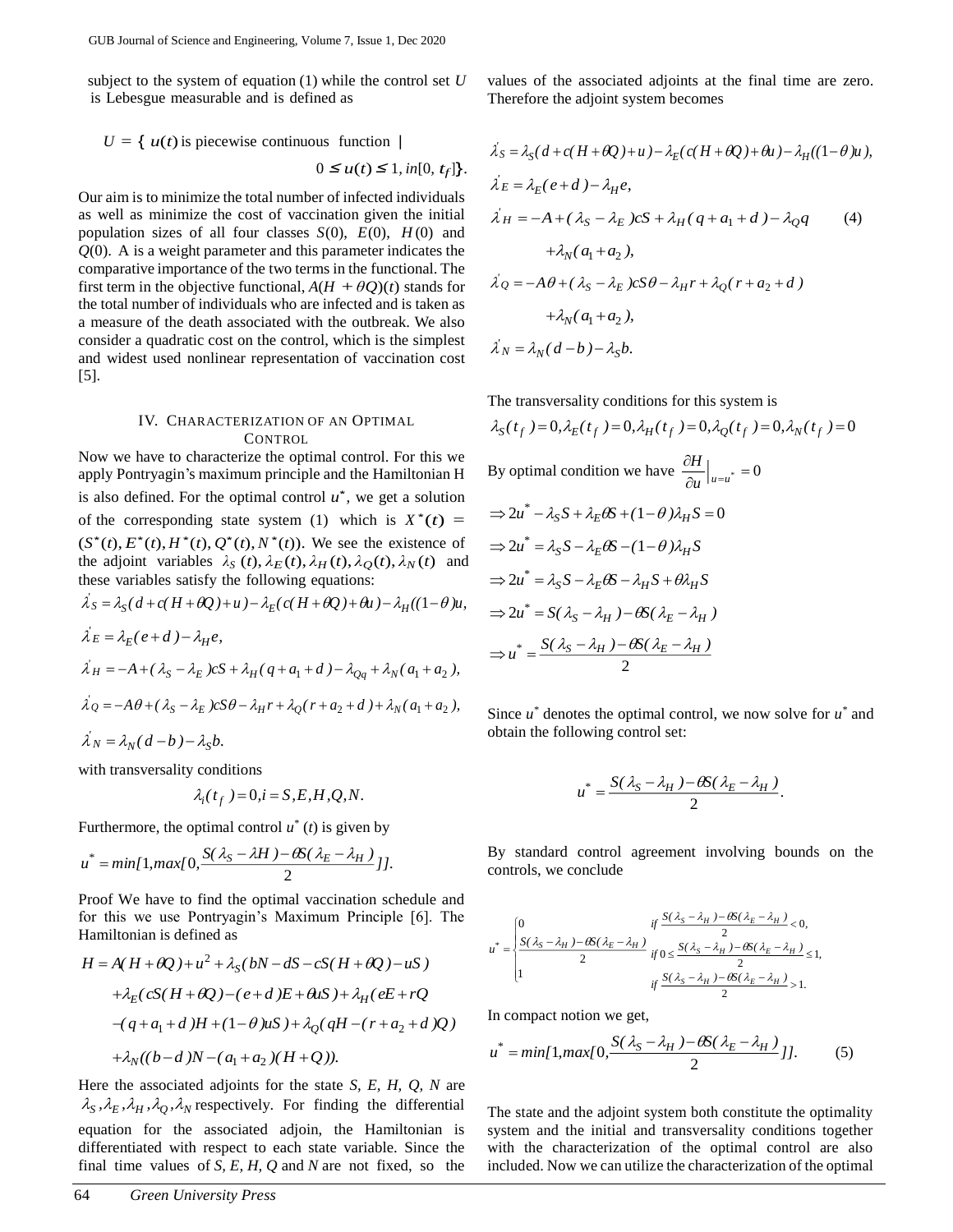subject to the system of equation (1) while the control set $U$ is Lebesgue measurable and is defined as

$$U = \{ u(t) \text{ is piecewise continuous function } | \; 0 \leq u(t) \leq 1, \, in[0, t_f] \}.$$

Our aim is to minimize the total number of infected individuals as well as minimize the cost of vaccination given the initial population sizes of all four classes $S(0)$, $E(0)$, $H(0)$ and $Q(0)$. A is a weight parameter and this parameter indicates the comparative importance of the two terms in the functional. The first term in the objective functional, $A(H + \theta Q)(t)$ stands for the total number of individuals who are infected and is taken as a measure of the death associated with the outbreak. We also consider a quadratic cost on the control, which is the simplest and widest used nonlinear representation of vaccination cost [5].

## IV. Characterization of an Optimal Control

Now we have to characterize the optimal control. For this we apply Pontryagin's maximum principle and the Hamiltonian H is also defined. For the optimal control $u^*$, we get a solution of the corresponding state system (1) which is $X^*(t) = (S^*(t), E^*(t), H^*(t), Q^*(t), N^*(t))$. We see the existence of the adjoint variables $\lambda_S(t), \lambda_E(t), \lambda_H(t), \lambda_Q(t), \lambda_N(t)$ and these variables satisfy the following equations:

$$\lambda'_S = \lambda_S(d + c(H + \theta Q) + u) - \lambda_E(c(H + \theta Q) + \theta u) - \lambda_H((1-\theta)u,$$

$$\lambda'_E = \lambda_E(e + d) - \lambda_H e,$$

$$\lambda'_H = -A + (\lambda_S - \lambda_E)cS + \lambda_H(q + a_1 + d) - \lambda_{Qq} + \lambda_N(a_1 + a_2),$$

$$\lambda'_Q = -A\theta + (\lambda_S - \lambda_E)cS\theta - \lambda_H r + \lambda_Q(r + a_2 + d) + \lambda_N(a_1 + a_2),$$

$$\lambda'_N = \lambda_N(d - b) - \lambda_S b.$$

with transversality conditions

$$\lambda_i(t_f) = 0, i = S, E, H, Q, N.$$

Furthermore, the optimal control $u^*(t)$ is given by

$$u^* = min[1, max[0, \frac{S(\lambda_S - \lambda H) - \theta S(\lambda_E - \lambda_H)}{2}]].$$

Proof We have to find the optimal vaccination schedule and for this we use Pontryagin's Maximum Principle [6]. The Hamiltonian is defined as

$$\begin{aligned} H = {} & A(H + \theta Q) + u^2 + \lambda_S(bN - dS - cS(H + \theta Q) - uS) \\ & + \lambda_E(cS(H + \theta Q) - (e + d)E + \theta uS) + \lambda_H(eE + rQ \\ & - (q + a_1 + d)H + (1-\theta)uS) + \lambda_Q(qH - (r + a_2 + d)Q) \\ & + \lambda_N((b - d)N - (a_1 + a_2)(H + Q)). \end{aligned}$$

Here the associated adjoints for the state $S$, $E$, $H$, $Q$, $N$ are $\lambda_S, \lambda_E, \lambda_H, \lambda_Q, \lambda_N$ respectively. For finding the differential equation for the associated adjoin, the Hamiltonian is differentiated with respect to each state variable. Since the final time values of $S$, $E$, $H$, $Q$ and $N$ are not fixed, so the values of the associated adjoints at the final time are zero. Therefore the adjoint system becomes

$$\begin{aligned} \lambda'_S &= \lambda_S(d + c(H + \theta Q) + u) - \lambda_E(c(H + \theta Q) + \theta u) - \lambda_H((1-\theta)u), \\ \lambda'_E &= \lambda_E(e + d) - \lambda_H e, \\ \lambda'_H &= -A + (\lambda_S - \lambda_E)cS + \lambda_H(q + a_1 + d) - \lambda_Q q \\ & \quad + \lambda_N(a_1 + a_2), \\ \lambda'_Q &= -A\theta + (\lambda_S - \lambda_E)cS\theta - \lambda_H r + \lambda_Q(r + a_2 + d) \\ & \quad + \lambda_N(a_1 + a_2), \\ \lambda'_N &= \lambda_N(d - b) - \lambda_S b. \end{aligned} \tag{4}$$

The transversality conditions for this system is

$$\lambda_S(t_f) = 0, \lambda_E(t_f) = 0, \lambda_H(t_f) = 0, \lambda_Q(t_f) = 0, \lambda_N(t_f) = 0$$

By optimal condition we have $\frac{\partial H}{\partial u}\Big|_{u=u^*} = 0$

$$\Rightarrow 2u^* - \lambda_S S + \lambda_E \theta S + (1-\theta)\lambda_H S = 0$$

$$\Rightarrow 2u^* = \lambda_S S - \lambda_E \theta S - (1-\theta)\lambda_H S$$

$$\Rightarrow 2u^* = \lambda_S S - \lambda_E \theta S - \lambda_H S + \theta \lambda_H S$$

$$\Rightarrow 2u^* = S(\lambda_S - \lambda_H) - \theta S(\lambda_E - \lambda_H)$$

$$\Rightarrow u^* = \frac{S(\lambda_S - \lambda_H) - \theta S(\lambda_E - \lambda_H)}{2}$$

Since $u^*$ denotes the optimal control, we now solve for $u^*$ and obtain the following control set:

$$u^* = \frac{S(\lambda_S - \lambda_H) - \theta S(\lambda_E - \lambda_H)}{2}.$$

By standard control agreement involving bounds on the controls, we conclude

$$u^* = \begin{cases} 0 & if \; \frac{S(\lambda_S - \lambda_H) - \theta S(\lambda_E - \lambda_H)}{2} < 0, \\ \frac{S(\lambda_S - \lambda_H) - \theta S(\lambda_E - \lambda_H)}{2} & if \; 0 \leq \frac{S(\lambda_S - \lambda_H) - \theta S(\lambda_E - \lambda_H)}{2} \leq 1, \\ 1 & if \; \frac{S(\lambda_S - \lambda_H) - \theta S(\lambda_E - \lambda_H)}{2} > 1. \end{cases}$$

In compact notion we get,

$$u^* = min[1, max[0, \frac{S(\lambda_S - \lambda_H) - \theta S(\lambda_E - \lambda_H)}{2}]]. \tag{5}$$

The state and the adjoint system both constitute the optimality system and the initial and transversality conditions together with the characterization of the optimal control are also included. Now we can utilize the characterization of the optimal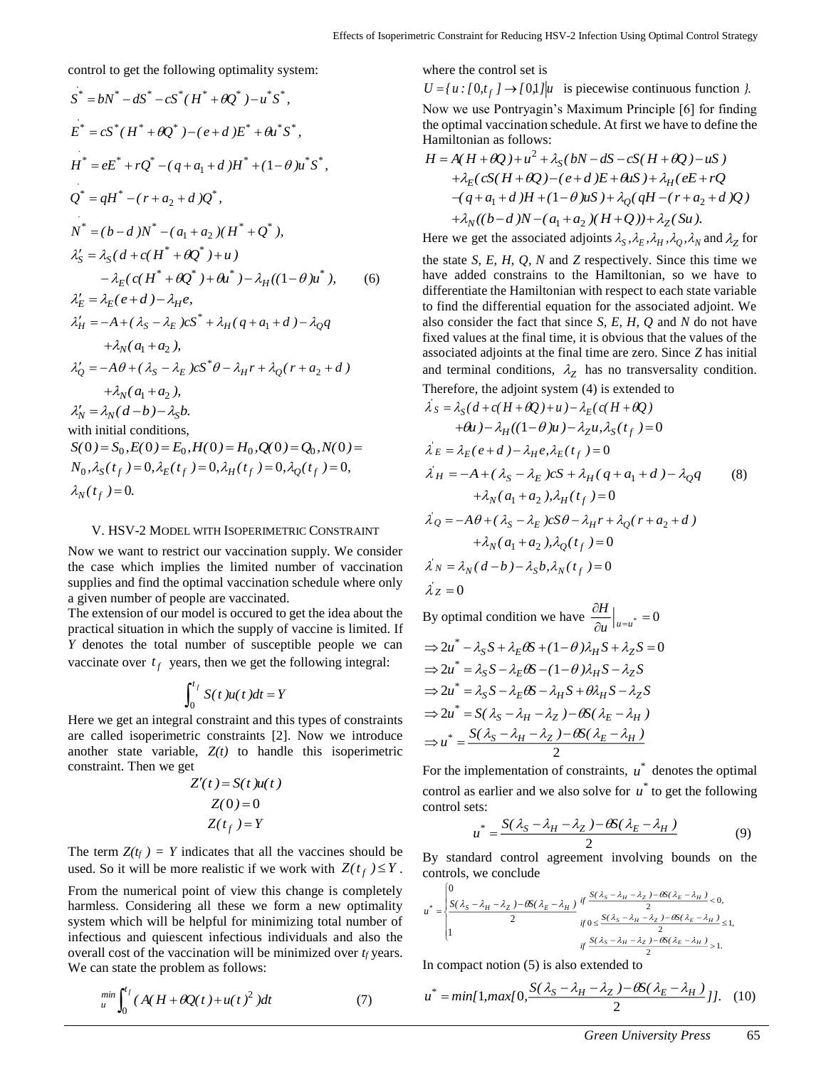control to get the following optimality system:

$$
\begin{aligned}
\dot{S}^* &= bN^* - dS^* - cS^*(H^* + \theta Q^*) - u^* S^*, \\
\dot{E}^* &= cS^*(H^* + \theta Q^*) - (e + d)E^* + \theta u^* S^*, \\
\dot{H}^* &= eE^* + rQ^* - (q + a_1 + d)H^* + (1-\theta)u^* S^*, \\
\dot{Q}^* &= qH^* - (r + a_2 + d)Q^*, \\
\dot{N}^* &= (b-d)N^* - (a_1 + a_2)(H^* + Q^*), \\
\lambda_S' &= \lambda_S(d + c(H^* + \theta Q^*) + u) \\
&\quad - \lambda_E(c(H^* + \theta Q^*) + \theta u^*) - \lambda_H((1-\theta)u^*), \qquad (6) \\
\lambda_E' &= \lambda_E(e + d) - \lambda_H e, \\
\lambda_H' &= -A + (\lambda_S - \lambda_E)cS^* + \lambda_H(q + a_1 + d) - \lambda_Q q \\
&\quad + \lambda_N(a_1 + a_2), \\
\lambda_Q' &= -A\theta + (\lambda_S - \lambda_E)cS^*\theta - \lambda_H r + \lambda_Q(r + a_2 + d) \\
&\quad + \lambda_N(a_1 + a_2), \\
\lambda_N' &= \lambda_N(d - b) - \lambda_S b.
\end{aligned}
$$

with initial conditions,

$S(0) = S_0, E(0) = E_0, H(0) = H_0, Q(0) = Q_0, N(0) = N_0, \lambda_S(t_f) = 0, \lambda_E(t_f) = 0, \lambda_H(t_f) = 0, \lambda_Q(t_f) = 0, \lambda_N(t_f) = 0.$

## V. HSV-2 Model with Isoperimetric Constraint

Now we want to restrict our vaccination supply. We consider the case which implies the limited number of vaccination supplies and find the optimal vaccination schedule where only a given number of people are vaccinated.

The extension of our model is occured to get the idea about the practical situation in which the supply of vaccine is limited. If $Y$ denotes the total number of susceptible people we can vaccinate over $t_f$ years, then we get the following integral:

$$\int_0^{t_f} S(t)u(t)dt = Y$$

Here we get an integral constraint and this types of constraints are called isoperimetric constraints [2]. Now we introduce another state variable, $Z(t)$ to handle this isoperimetric constraint. Then we get

$$
\begin{aligned}
Z'(t) &= S(t)u(t) \\
Z(0) &= 0 \\
Z(t_f) &= Y
\end{aligned}
$$

The term $Z(t_f) = Y$ indicates that all the vaccines should be used. So it will be more realistic if we work with $Z(t_f) \leq Y$.

From the numerical point of view this change is completely harmless. Considering all these we form a new optimality system which will be helpful for minimizing total number of infectious and quiescent infectious individuals and also the overall cost of the vaccination will be minimized over $t_f$ years. We can state the problem as follows:

$$\min_u \int_0^{t_f} (A(H + \theta Q(t) + u(t)^2)dt \qquad (7)$$

where the control set is

$U = \{u : [0, t_f] \to [0,1] | u$ is piecewise continuous function $\}$.

Now we use Pontryagin's Maximum Principle [6] for finding the optimal vaccination schedule. At first we have to define the Hamiltonian as follows:

$$
\begin{aligned}
H &= A(H + \theta Q) + u^2 + \lambda_S(bN - dS - cS(H + \theta Q) - uS) \\
&\quad + \lambda_E(cS(H + \theta Q) - (e + d)E + \theta uS) + \lambda_H(eE + rQ \\
&\quad - (q + a_1 + d)H + (1-\theta)uS) + \lambda_Q(qH - (r + a_2 + d)Q) \\
&\quad + \lambda_N((b-d)N - (a_1 + a_2)(H + Q)) + \lambda_Z(Su).
\end{aligned}
$$

Here we get the associated adjoints $\lambda_S, \lambda_E, \lambda_H, \lambda_Q, \lambda_N$ and $\lambda_Z$ for the state $S$, $E$, $H$, $Q$, $N$ and $Z$ respectively. Since this time we have added constrains to the Hamiltonian, so we have to differentiate the Hamiltonian with respect to each state variable to find the differential equation for the associated adjoint. We also consider the fact that since $S$, $E$, $H$, $Q$ and $N$ do not have fixed values at the final time, it is obvious that the values of the associated adjoints at the final time are zero. Since $Z$ has initial and terminal conditions, $\lambda_Z$ has no transversality condition. Therefore, the adjoint system (4) is extended to

$$
\begin{aligned}
\lambda_S' &= \lambda_S(d + c(H + \theta Q) + u) - \lambda_E(c(H + \theta Q) \\
&\quad + \theta u) - \lambda_H((1-\theta)u) - \lambda_Z u, \lambda_S(t_f) = 0 \\
\lambda_E' &= \lambda_E(e + d) - \lambda_H e, \lambda_E(t_f) = 0 \\
\lambda_H' &= -A + (\lambda_S - \lambda_E)cS + \lambda_H(q + a_1 + d) - \lambda_Q q \qquad (8) \\
&\quad + \lambda_N(a_1 + a_2), \lambda_H(t_f) = 0 \\
\lambda_Q' &= -A\theta + (\lambda_S - \lambda_E)cS\theta - \lambda_H r + \lambda_Q(r + a_2 + d) \\
&\quad + \lambda_N(a_1 + a_2), \lambda_Q(t_f) = 0 \\
\lambda_N' &= \lambda_N(d - b) - \lambda_S b, \lambda_N(t_f) = 0 \\
\lambda_Z' &= 0
\end{aligned}
$$

By optimal condition we have $\frac{\partial H}{\partial u}\Big|_{u=u^*} = 0$

$$
\begin{aligned}
&\Rightarrow 2u^* - \lambda_S S + \lambda_E \theta S + (1-\theta)\lambda_H S + \lambda_Z S = 0 \\
&\Rightarrow 2u^* = \lambda_S S - \lambda_E \theta S - (1-\theta)\lambda_H S - \lambda_Z S \\
&\Rightarrow 2u^* = \lambda_S S - \lambda_E \theta S - \lambda_H S + \theta \lambda_H S - \lambda_Z S \\
&\Rightarrow 2u^* = S(\lambda_S - \lambda_H - \lambda_Z) - \theta S(\lambda_E - \lambda_H) \\
&\Rightarrow u^* = \frac{S(\lambda_S - \lambda_H - \lambda_Z) - \theta S(\lambda_E - \lambda_H)}{2}
\end{aligned}
$$

For the implementation of constraints, $u^*$ denotes the optimal control as earlier and we also solve for $u^*$ to get the following control sets:

$$u^* = \frac{S(\lambda_S - \lambda_H - \lambda_Z) - \theta S(\lambda_E - \lambda_H)}{2} \qquad (9)$$

By standard control agreement involving bounds on the controls, we conclude

$$
u^* = \begin{cases}
0 & \text{if } \frac{S(\lambda_S - \lambda_H - \lambda_Z) - \theta S(\lambda_E - \lambda_H)}{2} < 0, \\
\frac{S(\lambda_S - \lambda_H - \lambda_Z) - \theta S(\lambda_E - \lambda_H)}{2} & \text{if } 0 \leq \frac{S(\lambda_S - \lambda_H - \lambda_Z) - \theta S(\lambda_E - \lambda_H)}{2} \leq 1, \\
1 & \text{if } \frac{S(\lambda_S - \lambda_H - \lambda_Z) - \theta S(\lambda_E - \lambda_H)}{2} > 1.
\end{cases}
$$

In compact notion (5) is also extended to

$$u^* = \min[1, \max[0, \frac{S(\lambda_S - \lambda_H - \lambda_Z) - \theta S(\lambda_E - \lambda_H)}{2}]]. \qquad (10)$$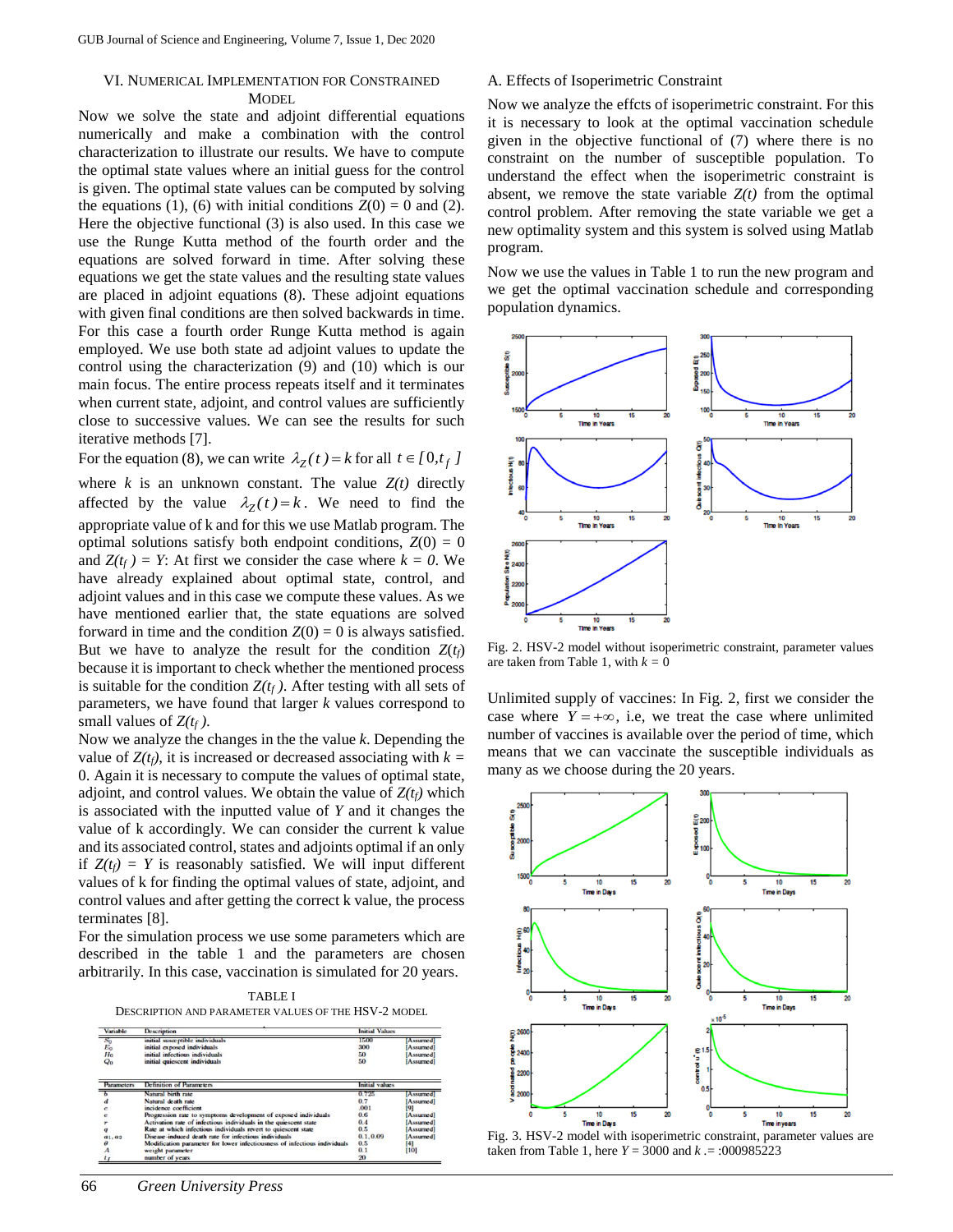## VI. Numerical Implementation for Constrained Model

Now we solve the state and adjoint differential equations numerically and make a combination with the control characterization to illustrate our results. We have to compute the optimal state values where an initial guess for the control is given. The optimal state values can be computed by solving the equations (1), (6) with initial conditions $Z(0) = 0$ and (2). Here the objective functional (3) is also used. In this case we use the Runge Kutta method of the fourth order and the equations are solved forward in time. After solving these equations we get the state values and the resulting state values are placed in adjoint equations (8). These adjoint equations with given final conditions are then solved backwards in time. For this case a fourth order Runge Kutta method is again employed. We use both state ad adjoint values to update the control using the characterization (9) and (10) which is our main focus. The entire process repeats itself and it terminates when current state, adjoint, and control values are sufficiently close to successive values. We can see the results for such iterative methods [7].

For the equation (8), we can write $\lambda_Z(t) = k$ for all $t \in [0, t_f]$ where $k$ is an unknown constant. The value $Z(t)$ directly affected by the value $\lambda_Z(t) = k$. We need to find the appropriate value of k and for this we use Matlab program. The optimal solutions satisfy both endpoint conditions, $Z(0) = 0$ and $Z(t_f) = Y$: At first we consider the case where $k = 0$. We have already explained about optimal state, control, and adjoint values and in this case we compute these values. As we have mentioned earlier that, the state equations are solved forward in time and the condition $Z(0) = 0$ is always satisfied. But we have to analyze the result for the condition $Z(t_f)$ because it is important to check whether the mentioned process is suitable for the condition $Z(t_f)$. After testing with all sets of parameters, we have found that larger $k$ values correspond to small values of $Z(t_f)$.

Now we analyze the changes in the the value $k$. Depending the value of $Z(t_f)$, it is increased or decreased associating with $k = 0$. Again it is necessary to compute the values of optimal state, adjoint, and control values. We obtain the value of $Z(t_f)$ which is associated with the inputted value of $Y$ and it changes the value of k accordingly. We can consider the current k value and its associated control, states and adjoints optimal if an only if $Z(t_f) = Y$ is reasonably satisfied. We will input different values of k for finding the optimal values of state, adjoint, and control values and after getting the correct k value, the process terminates [8].

For the simulation process we use some parameters which are described in the table 1 and the parameters are chosen arbitrarily. In this case, vaccination is simulated for 20 years.

TABLE I
DESCRIPTION AND PARAMETER VALUES OF THE HSV-2 MODEL

| Variable | Description | Initial Values | |
|---|---|---|---|
| $S_0$ | initial susceptible individuals | 1500 | [Assumed] |
| $E_0$ | initial exposed individuals | 300 | [Assumed] |
| $H_0$ | initial infectious individuals | 50 | [Assumed] |
| $Q_0$ | initial quiescent individuals | 50 | [Assumed] |

| Parameters | Definition of Parameters | Initial values | |
|---|---|---|---|
| $b$ | Natural birth rate | 0.725 | [Assumed] |
| $d$ | Natural death rate | 0.7 | [Assumed] |
| $c$ | incidence coefficient | .001 | [9] |
| $e$ | Progression rate to symptoms development of exposed individuals | 0.6 | [Assumed] |
| $r$ | Activation rate of infectious individuals in the quiescent state | 0.4 | [Assumed] |
| $q$ | Rate at which infectious individuals revert to quiescent state | 0.5 | [Assumed] |
| $a_1, a_2$ | Disease-induced death rate for infectious individuals | 0.1, 0.09 | [Assumed] |
| $\theta$ | Modification parameter for lower infectiousness of infectious individuals | 0.5 | [4] |
| $A$ | weight parameter | 0.1 | [10] |
| $t_f$ | number of years | 20 | |

### A. Effects of Isoperimetric Constraint

Now we analyze the effcts of isoperimetric constraint. For this it is necessary to look at the optimal vaccination schedule given in the objective functional of (7) where there is no constraint on the number of susceptible population. To understand the effect when the isoperimetric constraint is absent, we remove the state variable $Z(t)$ from the optimal control problem. After removing the state variable we get a new optimality system and this system is solved using Matlab program.

Now we use the values in Table 1 to run the new program and we get the optimal vaccination schedule and corresponding population dynamics.

Fig. 2. HSV-2 model without isoperimetric constraint, parameter values are taken from Table 1, with $k = 0$

Unlimited supply of vaccines: In Fig. 2, first we consider the case where $Y = +\infty$, i.e, we treat the case where unlimited number of vaccines is available over the period of time, which means that we can vaccinate the susceptible individuals as many as we choose during the 20 years.

Fig. 3. HSV-2 model with isoperimetric constraint, parameter values are taken from Table 1, here $Y = 3000$ and $k$ .= :000985223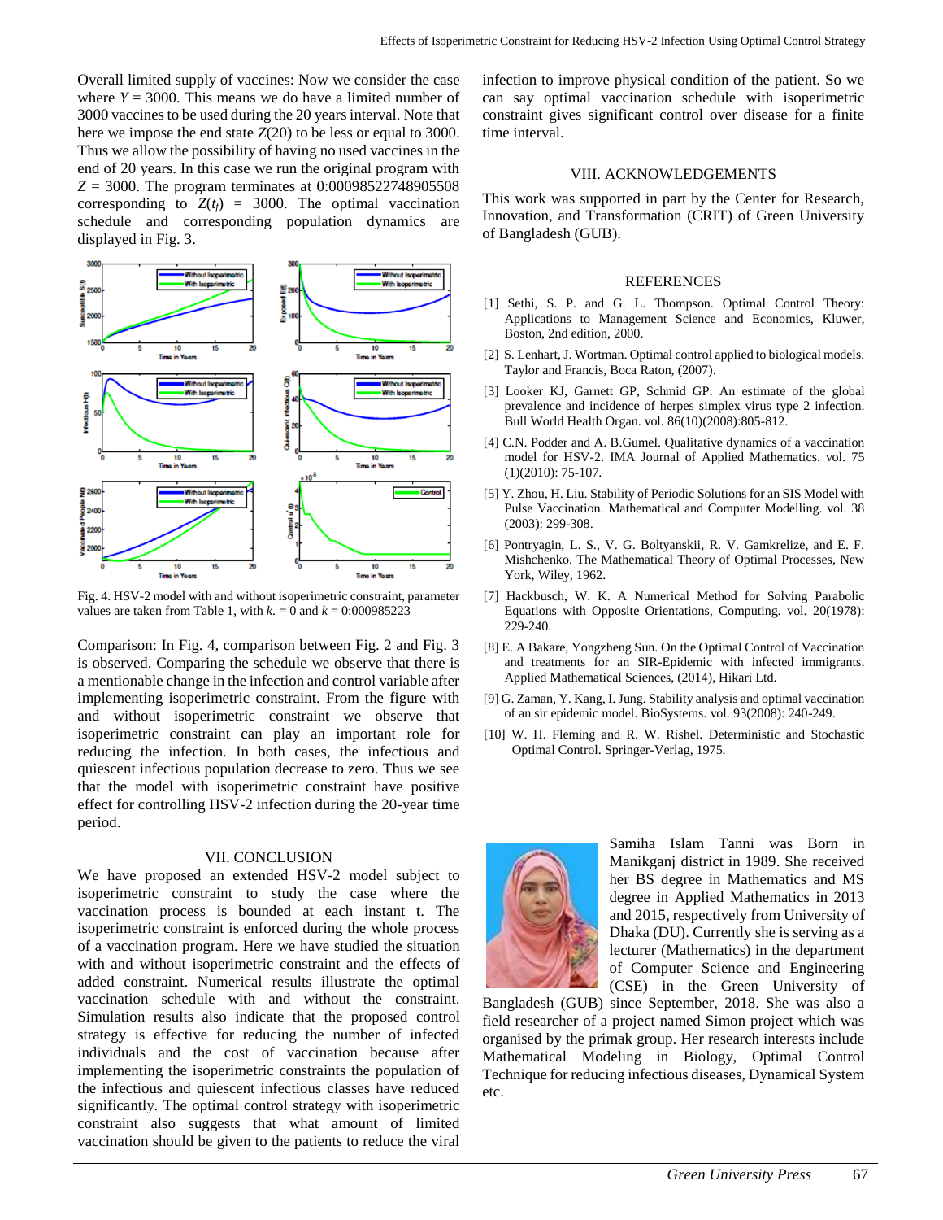Overall limited supply of vaccines: Now we consider the case where $Y = 3000$. This means we do have a limited number of 3000 vaccines to be used during the 20 years interval. Note that here we impose the end state $Z(20)$ to be less or equal to 3000. Thus we allow the possibility of having no used vaccines in the end of 20 years. In this case we run the original program with $Z = 3000$. The program terminates at 0:00098522748905508 corresponding to $Z(t_f) = 3000$. The optimal vaccination schedule and corresponding population dynamics are displayed in Fig. 3.

Fig. 4. HSV-2 model with and without isoperimetric constraint, parameter values are taken from Table 1, with $k. = 0$ and $k = 0$:000985223

Comparison: In Fig. 4, comparison between Fig. 2 and Fig. 3 is observed. Comparing the schedule we observe that there is a mentionable change in the infection and control variable after implementing isoperimetric constraint. From the figure with and without isoperimetric constraint we observe that isoperimetric constraint can play an important role for reducing the infection. In both cases, the infectious and quiescent infectious population decrease to zero. Thus we see that the model with isoperimetric constraint have positive effect for controlling HSV-2 infection during the 20-year time period.

## VII. CONCLUSION

We have proposed an extended HSV-2 model subject to isoperimetric constraint to study the case where the vaccination process is bounded at each instant t. The isoperimetric constraint is enforced during the whole process of a vaccination program. Here we have studied the situation with and without isoperimetric constraint and the effects of added constraint. Numerical results illustrate the optimal vaccination schedule with and without the constraint. Simulation results also indicate that the proposed control strategy is effective for reducing the number of infected individuals and the cost of vaccination because after implementing the isoperimetric constraints the population of the infectious and quiescent infectious classes have reduced significantly. The optimal control strategy with isoperimetric constraint also suggests that what amount of limited vaccination should be given to the patients to reduce the viral infection to improve physical condition of the patient. So we can say optimal vaccination schedule with isoperimetric constraint gives significant control over disease for a finite time interval.

## VIII. ACKNOWLEDGEMENTS

This work was supported in part by the Center for Research, Innovation, and Transformation (CRIT) of Green University of Bangladesh (GUB).

## REFERENCES

[1] Sethi, S. P. and G. L. Thompson. Optimal Control Theory: Applications to Management Science and Economics, Kluwer, Boston, 2nd edition, 2000.

[2] S. Lenhart, J. Wortman. Optimal control applied to biological models. Taylor and Francis, Boca Raton, (2007).

[3] Looker KJ, Garnett GP, Schmid GP. An estimate of the global prevalence and incidence of herpes simplex virus type 2 infection. Bull World Health Organ. vol. 86(10)(2008):805-812.

[4] C.N. Podder and A. B.Gumel. Qualitative dynamics of a vaccination model for HSV-2. IMA Journal of Applied Mathematics. vol. 75 (1)(2010): 75-107.

[5] Y. Zhou, H. Liu. Stability of Periodic Solutions for an SIS Model with Pulse Vaccination. Mathematical and Computer Modelling. vol. 38 (2003): 299-308.

[6] Pontryagin, L. S., V. G. Boltyanskii, R. V. Gamkrelize, and E. F. Mishchenko. The Mathematical Theory of Optimal Processes, New York, Wiley, 1962.

[7] Hackbusch, W. K. A Numerical Method for Solving Parabolic Equations with Opposite Orientations, Computing. vol. 20(1978): 229-240.

[8] E. A Bakare, Yongzheng Sun. On the Optimal Control of Vaccination and treatments for an SIR-Epidemic with infected immigrants. Applied Mathematical Sciences, (2014), Hikari Ltd.

[9] G. Zaman, Y. Kang, I. Jung. Stability analysis and optimal vaccination of an sir epidemic model. BioSystems. vol. 93(2008): 240-249.

[10] W. H. Fleming and R. W. Rishel. Deterministic and Stochastic Optimal Control. Springer-Verlag, 1975.

Samiha Islam Tanni was Born in Manikganj district in 1989. She received her BS degree in Mathematics and MS degree in Applied Mathematics in 2013 and 2015, respectively from University of Dhaka (DU). Currently she is serving as a lecturer (Mathematics) in the department of Computer Science and Engineering (CSE) in the Green University of Bangladesh (GUB) since September, 2018. She was also a field researcher of a project named Simon project which was organised by the primak group. Her research interests include Mathematical Modeling in Biology, Optimal Control Technique for reducing infectious diseases, Dynamical System etc.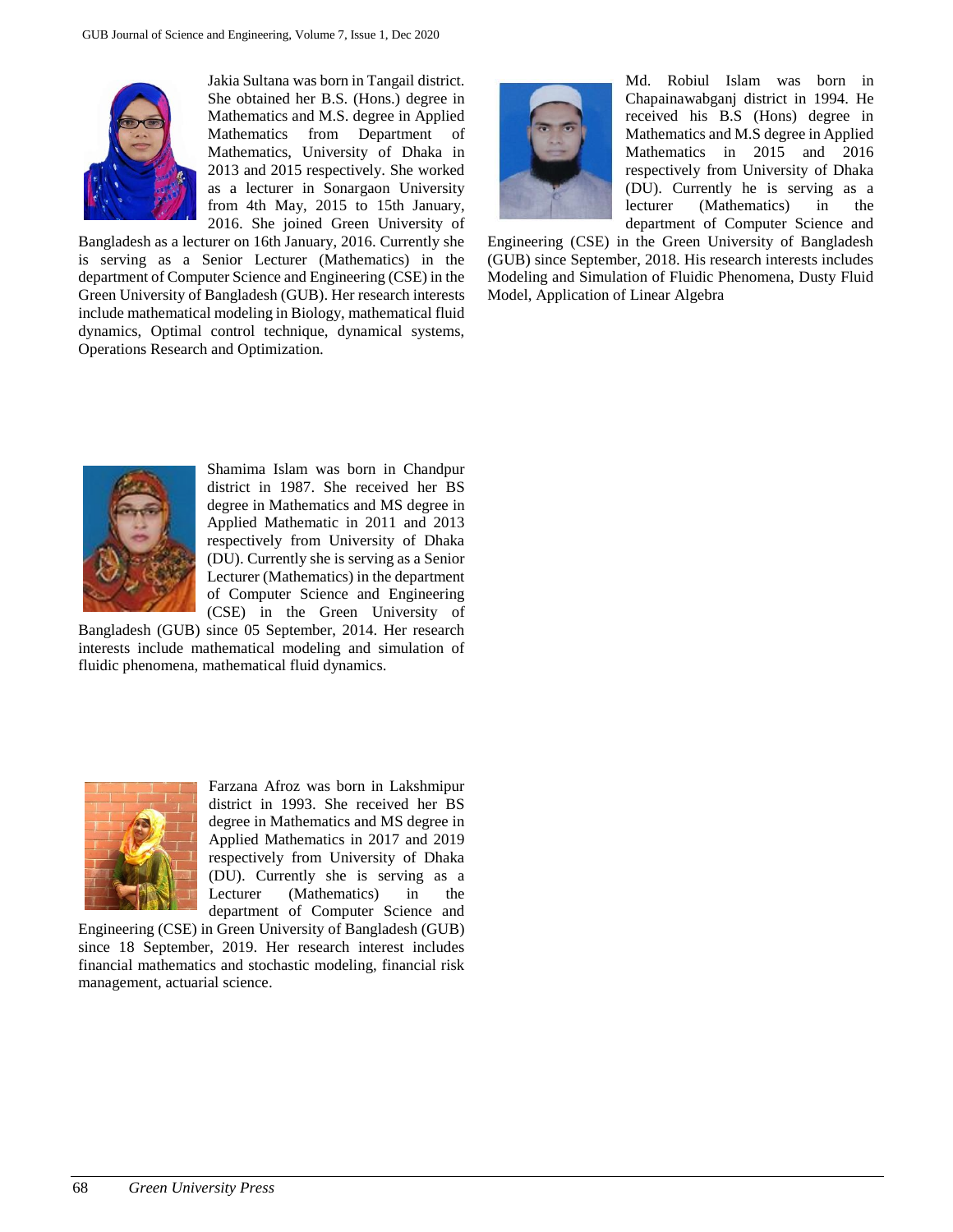Jakia Sultana was born in Tangail district. She obtained her B.S. (Hons.) degree in Mathematics and M.S. degree in Applied Mathematics from Department of Mathematics, University of Dhaka in 2013 and 2015 respectively. She worked as a lecturer in Sonargaon University from 4th May, 2015 to 15th January, 2016. She joined Green University of Bangladesh as a lecturer on 16th January, 2016. Currently she is serving as a Senior Lecturer (Mathematics) in the department of Computer Science and Engineering (CSE) in the Green University of Bangladesh (GUB). Her research interests include mathematical modeling in Biology, mathematical fluid dynamics, Optimal control technique, dynamical systems, Operations Research and Optimization.

Shamima Islam was born in Chandpur district in 1987. She received her BS degree in Mathematics and MS degree in Applied Mathematic in 2011 and 2013 respectively from University of Dhaka (DU). Currently she is serving as a Senior Lecturer (Mathematics) in the department of Computer Science and Engineering (CSE) in the Green University of Bangladesh (GUB) since 05 September, 2014. Her research interests include mathematical modeling and simulation of fluidic phenomena, mathematical fluid dynamics.

Farzana Afroz was born in Lakshmipur district in 1993. She received her BS degree in Mathematics and MS degree in Applied Mathematics in 2017 and 2019 respectively from University of Dhaka (DU). Currently she is serving as a Lecturer (Mathematics) in the department of Computer Science and Engineering (CSE) in Green University of Bangladesh (GUB) since 18 September, 2019. Her research interest includes financial mathematics and stochastic modeling, financial risk management, actuarial science.

Md. Robiul Islam was born in Chapainawabganj district in 1994. He received his B.S (Hons) degree in Mathematics and M.S degree in Applied Mathematics in 2015 and 2016 respectively from University of Dhaka (DU). Currently he is serving as a lecturer (Mathematics) in the department of Computer Science and Engineering (CSE) in the Green University of Bangladesh (GUB) since September, 2018. His research interests includes Modeling and Simulation of Fluidic Phenomena, Dusty Fluid Model, Application of Linear Algebra